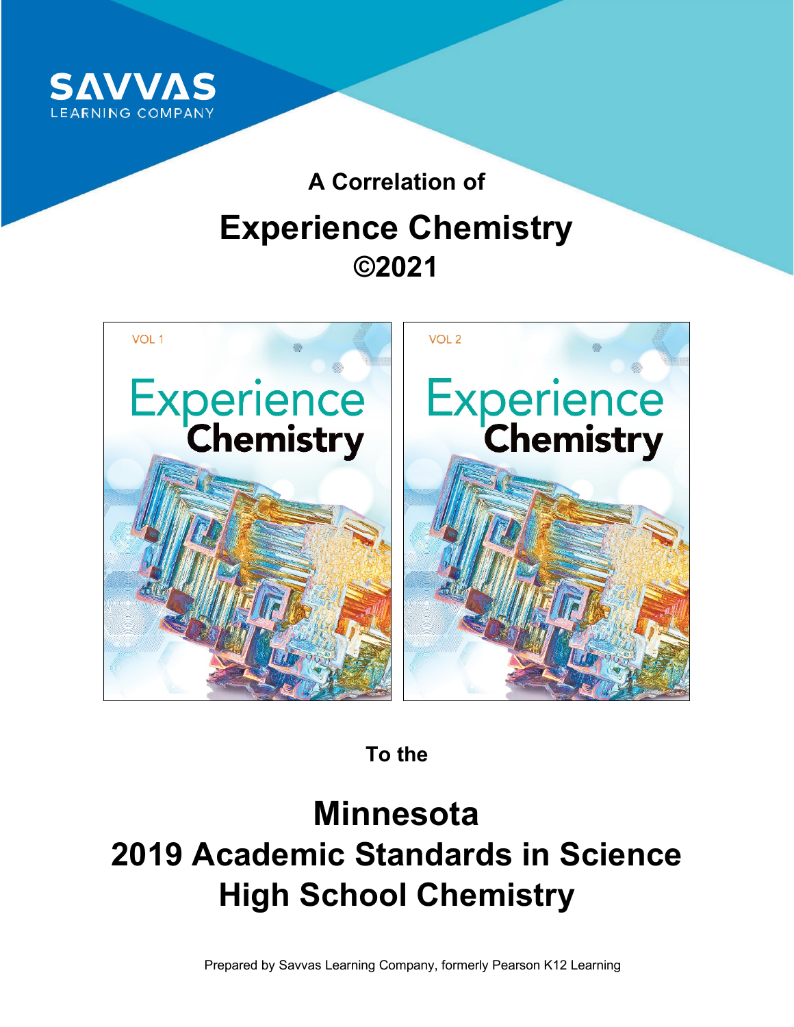SAVVAS
LEARNING COMPANY

A Correlation of

# Experience Chemistry ©2021

VOL 1

Experience Chemistry

VOL 2

Experience Chemistry

To the

# Minnesota 2019 Academic Standards in Science High School Chemistry

Prepared by Savvas Learning Company, formerly Pearson K12 Learning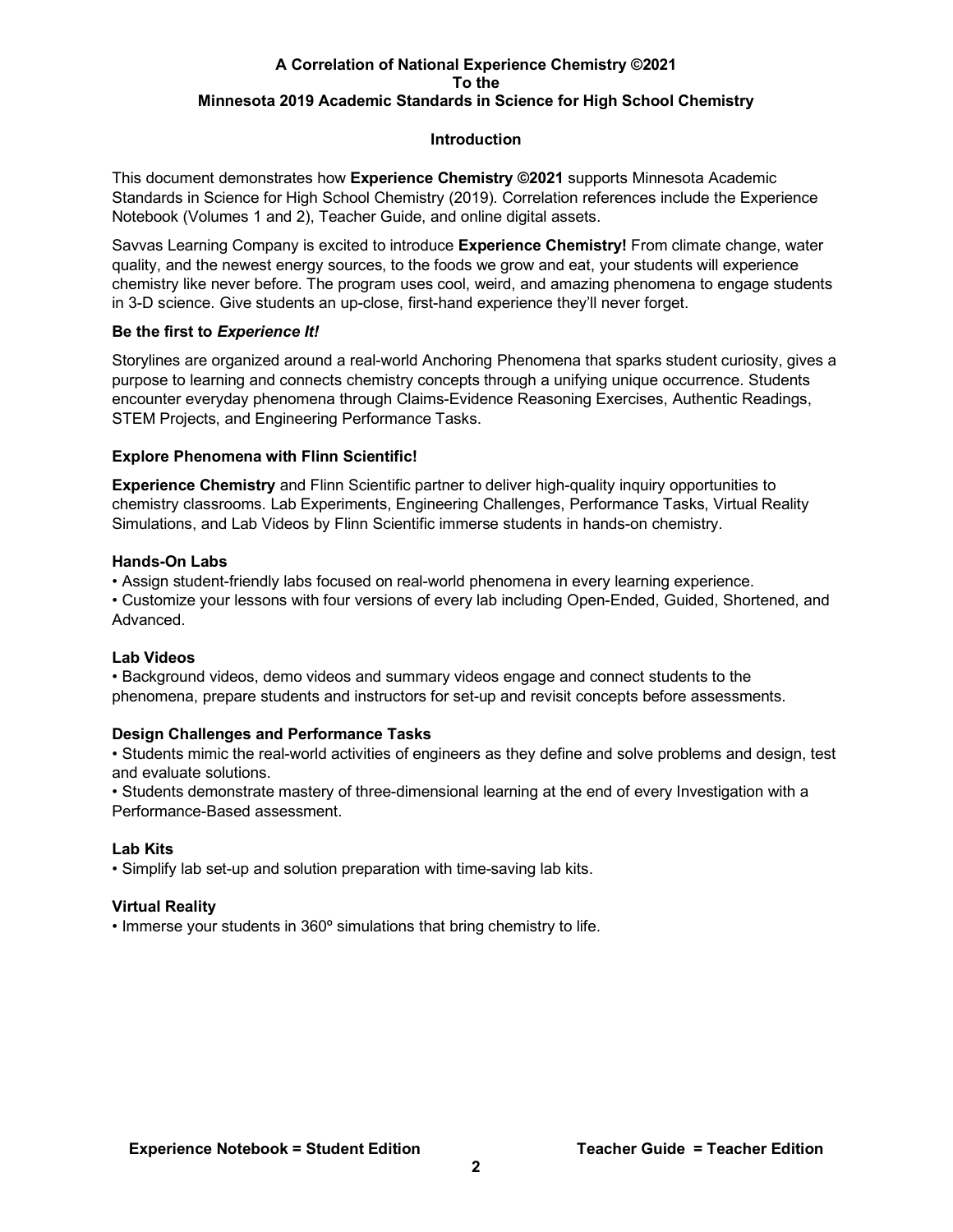**A Correlation of National Experience Chemistry ©2021**
**To the**
**Minnesota 2019 Academic Standards in Science for High School Chemistry**

## Introduction

This document demonstrates how **Experience Chemistry ©2021** supports Minnesota Academic Standards in Science for High School Chemistry (2019). Correlation references include the Experience Notebook (Volumes 1 and 2), Teacher Guide, and online digital assets.

Savvas Learning Company is excited to introduce **Experience Chemistry!** From climate change, water quality, and the newest energy sources, to the foods we grow and eat, your students will experience chemistry like never before. The program uses cool, weird, and amazing phenomena to engage students in 3-D science. Give students an up-close, first-hand experience they'll never forget.

### Be the first to *Experience It!*

Storylines are organized around a real-world Anchoring Phenomena that sparks student curiosity, gives a purpose to learning and connects chemistry concepts through a unifying unique occurrence. Students encounter everyday phenomena through Claims-Evidence Reasoning Exercises, Authentic Readings, STEM Projects, and Engineering Performance Tasks.

### Explore Phenomena with Flinn Scientific!

**Experience Chemistry** and Flinn Scientific partner to deliver high-quality inquiry opportunities to chemistry classrooms. Lab Experiments, Engineering Challenges, Performance Tasks, Virtual Reality Simulations, and Lab Videos by Flinn Scientific immerse students in hands-on chemistry.

### Hands-On Labs

- Assign student-friendly labs focused on real-world phenomena in every learning experience.
- Customize your lessons with four versions of every lab including Open-Ended, Guided, Shortened, and Advanced.

### Lab Videos

- Background videos, demo videos and summary videos engage and connect students to the phenomena, prepare students and instructors for set-up and revisit concepts before assessments.

### Design Challenges and Performance Tasks

- Students mimic the real-world activities of engineers as they define and solve problems and design, test and evaluate solutions.
- Students demonstrate mastery of three-dimensional learning at the end of every Investigation with a Performance-Based assessment.

### Lab Kits

- Simplify lab set-up and solution preparation with time-saving lab kits.

### Virtual Reality

- Immerse your students in 360º simulations that bring chemistry to life.

**Experience Notebook = Student Edition** **Teacher Guide = Teacher Edition**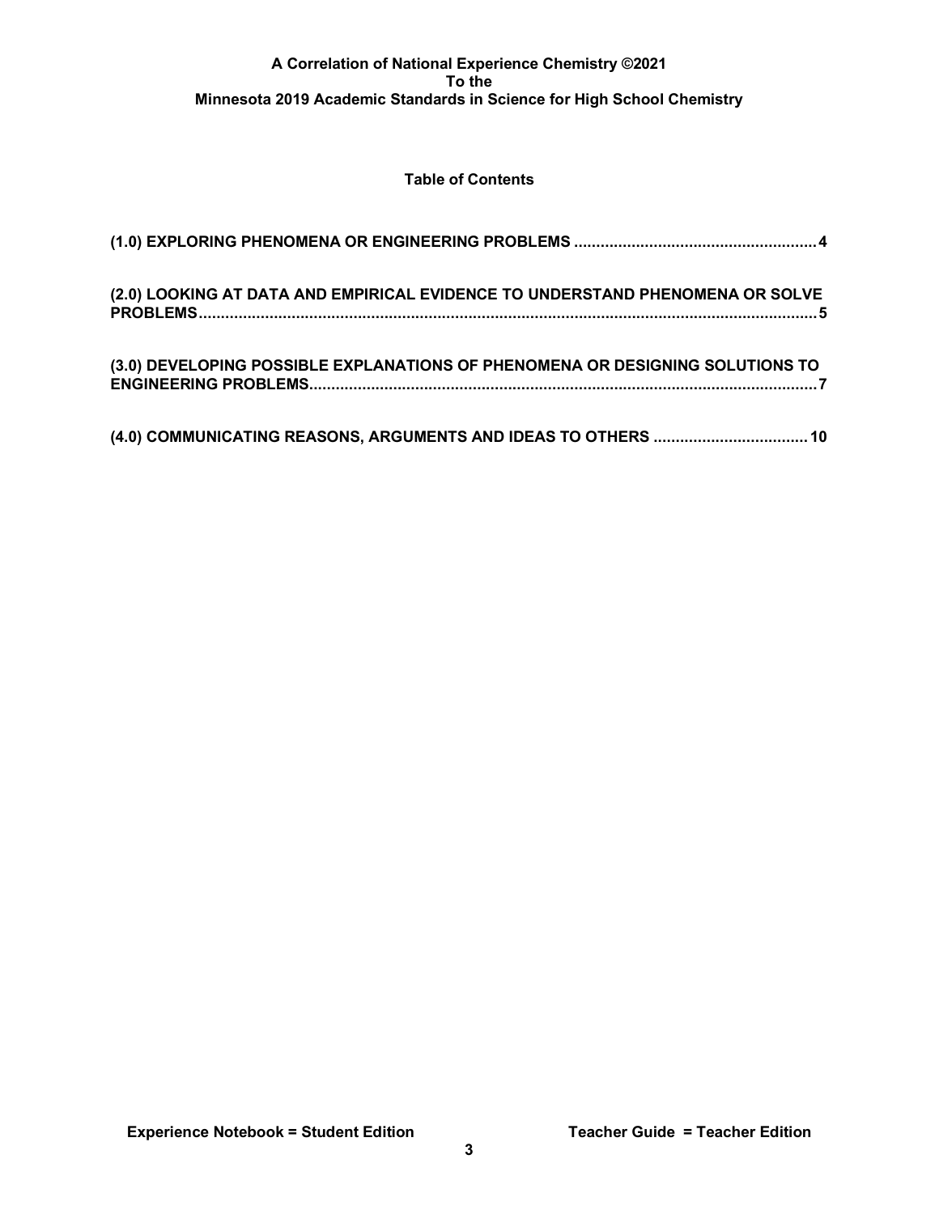**A Correlation of National Experience Chemistry ©2021**
**To the**
**Minnesota 2019 Academic Standards in Science for High School Chemistry**

## Table of Contents

**(1.0) EXPLORING PHENOMENA OR ENGINEERING PROBLEMS ........................................................ 4**

**(2.0) LOOKING AT DATA AND EMPIRICAL EVIDENCE TO UNDERSTAND PHENOMENA OR SOLVE PROBLEMS............................................................................................................................................ 5**

**(3.0) DEVELOPING POSSIBLE EXPLANATIONS OF PHENOMENA OR DESIGNING SOLUTIONS TO ENGINEERING PROBLEMS.................................................................................................................. 7**

**(4.0) COMMUNICATING REASONS, ARGUMENTS AND IDEAS TO OTHERS ................................... 10**

**Experience Notebook = Student Edition** **Teacher Guide = Teacher Edition**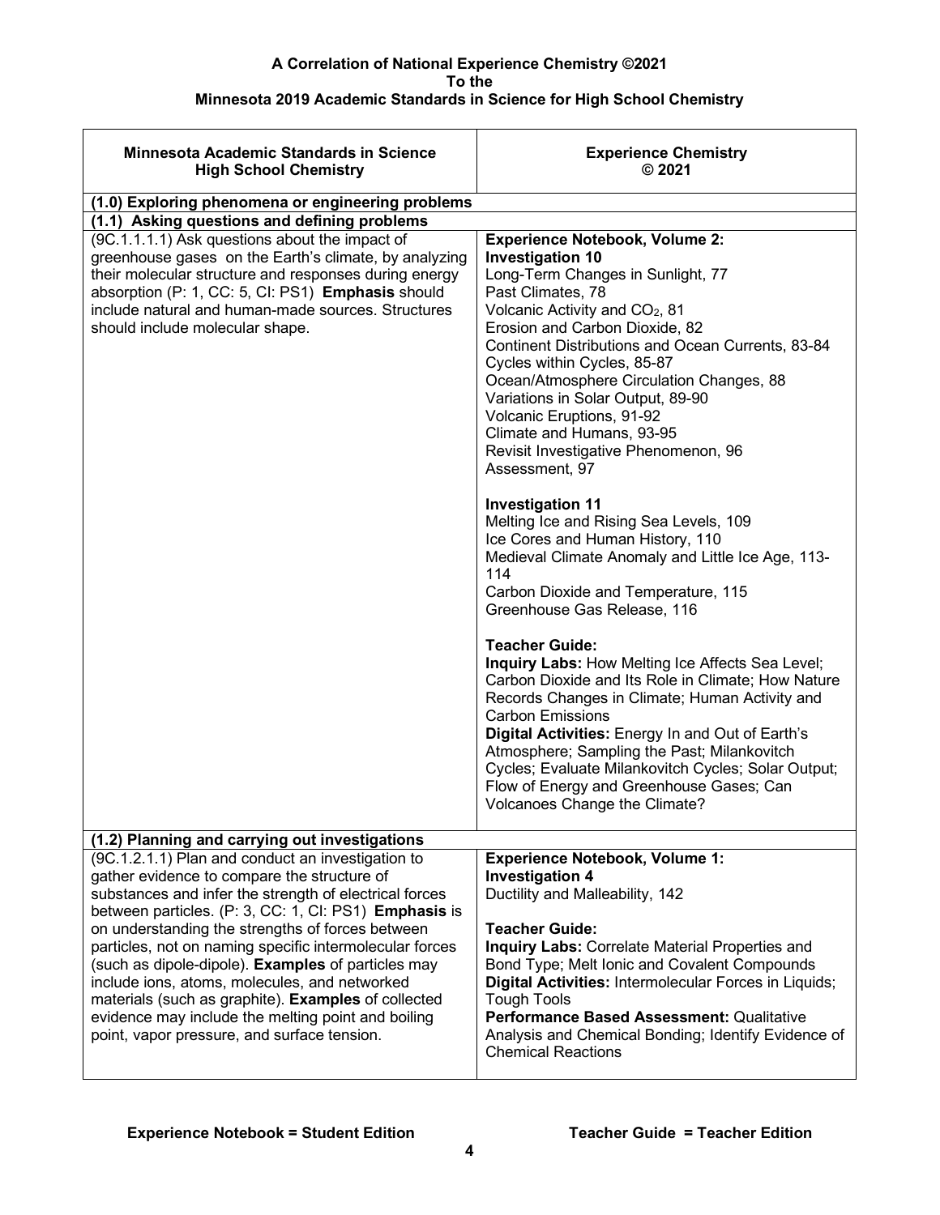**A Correlation of National Experience Chemistry ©2021**
**To the**
**Minnesota 2019 Academic Standards in Science for High School Chemistry**

| Minnesota Academic Standards in Science High School Chemistry | Experience Chemistry © 2021 |
|---|---|
| **(1.0) Exploring phenomena or engineering problems** | |
| **(1.1) Asking questions and defining problems** | |
| (9C.1.1.1.1) Ask questions about the impact of greenhouse gases on the Earth's climate, by analyzing their molecular structure and responses during energy absorption (P: 1, CC: 5, CI: PS1) **Emphasis** should include natural and human-made sources. Structures should include molecular shape. | **Experience Notebook, Volume 2:**<br>**Investigation 10**<br>Long-Term Changes in Sunlight, 77<br>Past Climates, 78<br>Volcanic Activity and $CO_2$, 81<br>Erosion and Carbon Dioxide, 82<br>Continent Distributions and Ocean Currents, 83-84<br>Cycles within Cycles, 85-87<br>Ocean/Atmosphere Circulation Changes, 88<br>Variations in Solar Output, 89-90<br>Volcanic Eruptions, 91-92<br>Climate and Humans, 93-95<br>Revisit Investigative Phenomenon, 96<br>Assessment, 97<br><br>**Investigation 11**<br>Melting Ice and Rising Sea Levels, 109<br>Ice Cores and Human History, 110<br>Medieval Climate Anomaly and Little Ice Age, 113-114<br>Carbon Dioxide and Temperature, 115<br>Greenhouse Gas Release, 116<br><br>**Teacher Guide:**<br>**Inquiry Labs:** How Melting Ice Affects Sea Level; Carbon Dioxide and Its Role in Climate; How Nature Records Changes in Climate; Human Activity and Carbon Emissions<br>**Digital Activities:** Energy In and Out of Earth's Atmosphere; Sampling the Past; Milankovitch Cycles; Evaluate Milankovitch Cycles; Solar Output; Flow of Energy and Greenhouse Gases; Can Volcanoes Change the Climate? |
| **(1.2) Planning and carrying out investigations** | |
| (9C.1.2.1.1) Plan and conduct an investigation to gather evidence to compare the structure of substances and infer the strength of electrical forces between particles. (P: 3, CC: 1, CI: PS1) **Emphasis** is on understanding the strengths of forces between particles, not on naming specific intermolecular forces (such as dipole-dipole). **Examples** of particles may include ions, atoms, molecules, and networked materials (such as graphite). **Examples** of collected evidence may include the melting point and boiling point, vapor pressure, and surface tension. | **Experience Notebook, Volume 1:**<br>**Investigation 4**<br>Ductility and Malleability, 142<br><br>**Teacher Guide:**<br>**Inquiry Labs:** Correlate Material Properties and Bond Type; Melt Ionic and Covalent Compounds<br>**Digital Activities:** Intermolecular Forces in Liquids; Tough Tools<br>**Performance Based Assessment:** Qualitative Analysis and Chemical Bonding; Identify Evidence of Chemical Reactions |

**Experience Notebook = Student Edition** **Teacher Guide = Teacher Edition**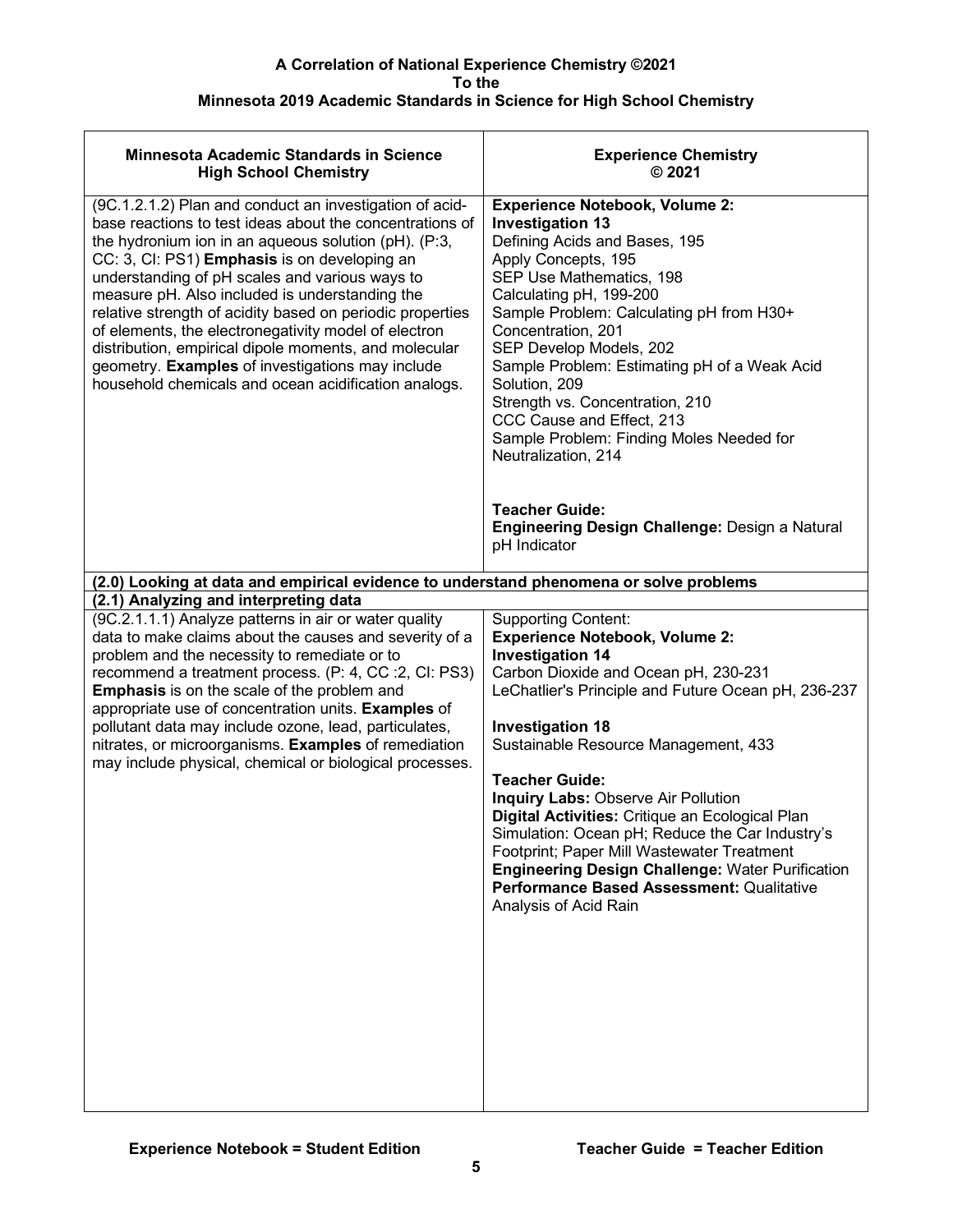**A Correlation of National Experience Chemistry ©2021**
**To the**
**Minnesota 2019 Academic Standards in Science for High School Chemistry**

| Minnesota Academic Standards in Science High School Chemistry | Experience Chemistry © 2021 |
|---|---|
| (9C.1.2.1.2) Plan and conduct an investigation of acid-base reactions to test ideas about the concentrations of the hydronium ion in an aqueous solution (pH). (P:3, CC: 3, CI: PS1) **Emphasis** is on developing an understanding of pH scales and various ways to measure pH. Also included is understanding the relative strength of acidity based on periodic properties of elements, the electronegativity model of electron distribution, empirical dipole moments, and molecular geometry. **Examples** of investigations may include household chemicals and ocean acidification analogs. | **Experience Notebook, Volume 2:**<br>**Investigation 13**<br>Defining Acids and Bases, 195<br>Apply Concepts, 195<br>SEP Use Mathematics, 198<br>Calculating pH, 199-200<br>Sample Problem: Calculating pH from H30+ Concentration, 201<br>SEP Develop Models, 202<br>Sample Problem: Estimating pH of a Weak Acid Solution, 209<br>Strength vs. Concentration, 210<br>CCC Cause and Effect, 213<br>Sample Problem: Finding Moles Needed for Neutralization, 214<br><br>**Teacher Guide:**<br>**Engineering Design Challenge:** Design a Natural pH Indicator |
| **(2.0) Looking at data and empirical evidence to understand phenomena or solve problems** | |
| **(2.1) Analyzing and interpreting data** | |
| (9C.2.1.1.1) Analyze patterns in air or water quality data to make claims about the causes and severity of a problem and the necessity to remediate or to recommend a treatment process. (P: 4, CC :2, CI: PS3) **Emphasis** is on the scale of the problem and appropriate use of concentration units. **Examples** of pollutant data may include ozone, lead, particulates, nitrates, or microorganisms. **Examples** of remediation may include physical, chemical or biological processes. | Supporting Content:<br>**Experience Notebook, Volume 2:**<br>**Investigation 14**<br>Carbon Dioxide and Ocean pH, 230-231<br>LeChatlier's Principle and Future Ocean pH, 236-237<br><br>**Investigation 18**<br>Sustainable Resource Management, 433<br><br>**Teacher Guide:**<br>**Inquiry Labs:** Observe Air Pollution<br>**Digital Activities:** Critique an Ecological Plan<br>Simulation: Ocean pH; Reduce the Car Industry's Footprint; Paper Mill Wastewater Treatment<br>**Engineering Design Challenge:** Water Purification<br>**Performance Based Assessment:** Qualitative Analysis of Acid Rain |

**Experience Notebook = Student Edition** **Teacher Guide = Teacher Edition**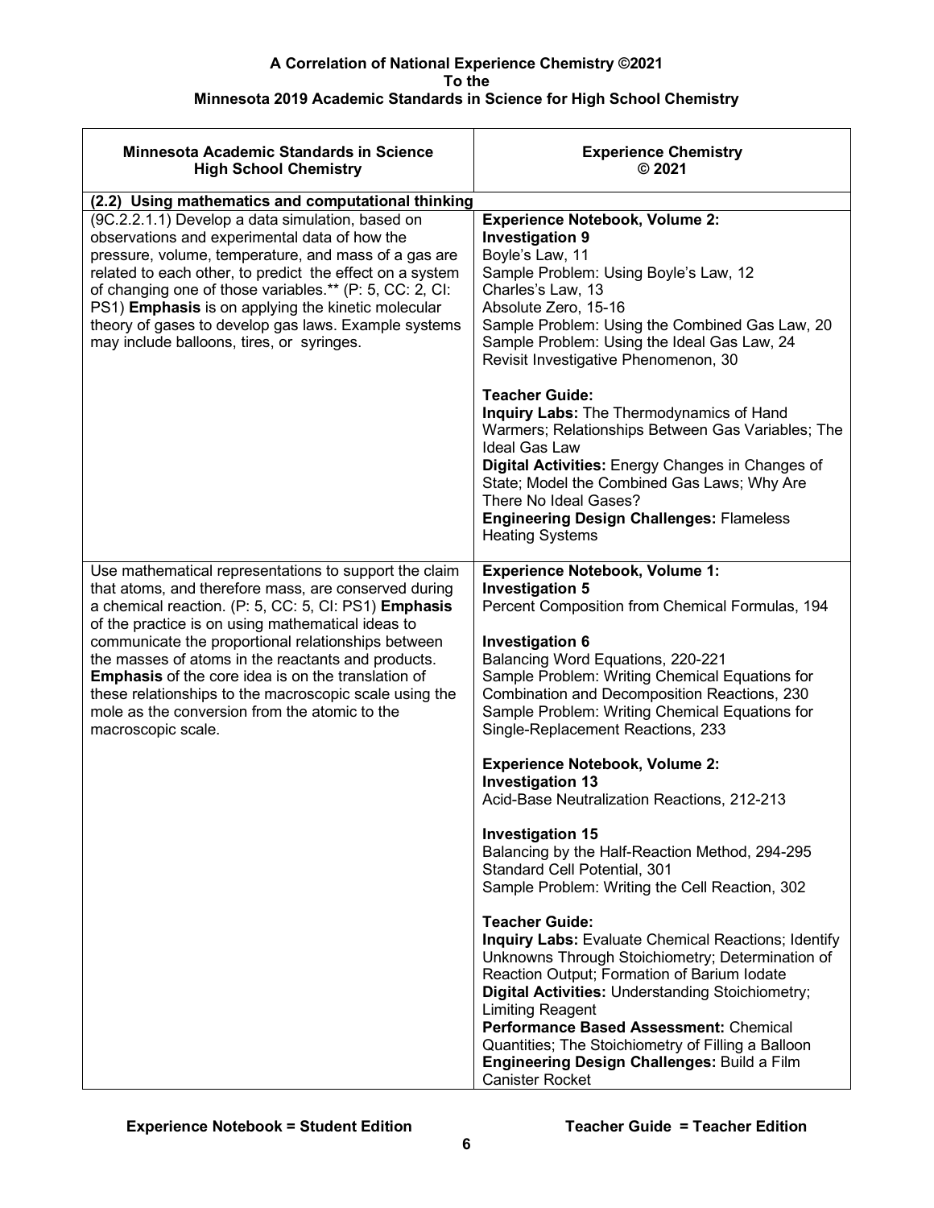**A Correlation of National Experience Chemistry ©2021**
**To the**
**Minnesota 2019 Academic Standards in Science for High School Chemistry**

| Minnesota Academic Standards in Science High School Chemistry | Experience Chemistry © 2021 |
|---|---|
| **(2.2) Using mathematics and computational thinking** | |
| (9C.2.2.1.1) Develop a data simulation, based on observations and experimental data of how the pressure, volume, temperature, and mass of a gas are related to each other, to predict the effect on a system of changing one of those variables.** (P: 5, CC: 2, CI: PS1) **Emphasis** is on applying the kinetic molecular theory of gases to develop gas laws. Example systems may include balloons, tires, or syringes. | **Experience Notebook, Volume 2:**<br>**Investigation 9**<br>Boyle's Law, 11<br>Sample Problem: Using Boyle's Law, 12<br>Charles's Law, 13<br>Absolute Zero, 15-16<br>Sample Problem: Using the Combined Gas Law, 20<br>Sample Problem: Using the Ideal Gas Law, 24<br>Revisit Investigative Phenomenon, 30<br><br>**Teacher Guide:**<br>**Inquiry Labs:** The Thermodynamics of Hand Warmers; Relationships Between Gas Variables; The Ideal Gas Law<br>**Digital Activities:** Energy Changes in Changes of State; Model the Combined Gas Laws; Why Are There No Ideal Gases?<br>**Engineering Design Challenges:** Flameless Heating Systems |
| Use mathematical representations to support the claim that atoms, and therefore mass, are conserved during a chemical reaction. (P: 5, CC: 5, CI: PS1) **Emphasis** of the practice is on using mathematical ideas to communicate the proportional relationships between the masses of atoms in the reactants and products. **Emphasis** of the core idea is on the translation of these relationships to the macroscopic scale using the mole as the conversion from the atomic to the macroscopic scale. | **Experience Notebook, Volume 1:**<br>**Investigation 5**<br>Percent Composition from Chemical Formulas, 194<br><br>**Investigation 6**<br>Balancing Word Equations, 220-221<br>Sample Problem: Writing Chemical Equations for Combination and Decomposition Reactions, 230<br>Sample Problem: Writing Chemical Equations for Single-Replacement Reactions, 233<br><br>**Experience Notebook, Volume 2:**<br>**Investigation 13**<br>Acid-Base Neutralization Reactions, 212-213<br><br>**Investigation 15**<br>Balancing by the Half-Reaction Method, 294-295<br>Standard Cell Potential, 301<br>Sample Problem: Writing the Cell Reaction, 302<br><br>**Teacher Guide:**<br>**Inquiry Labs:** Evaluate Chemical Reactions; Identify Unknowns Through Stoichiometry; Determination of Reaction Output; Formation of Barium Iodate<br>**Digital Activities:** Understanding Stoichiometry; Limiting Reagent<br>**Performance Based Assessment:** Chemical Quantities; The Stoichiometry of Filling a Balloon<br>**Engineering Design Challenges:** Build a Film Canister Rocket |

**Experience Notebook = Student Edition** **Teacher Guide = Teacher Edition**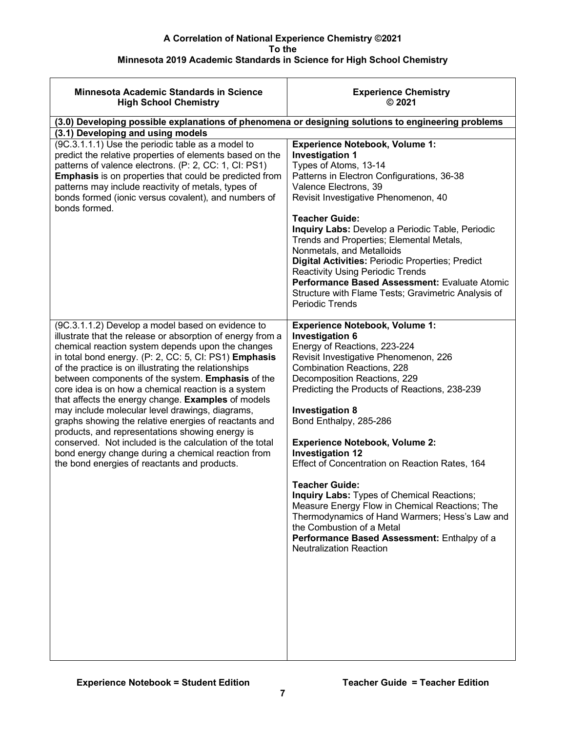**A Correlation of National Experience Chemistry ©2021**
**To the**
**Minnesota 2019 Academic Standards in Science for High School Chemistry**

| Minnesota Academic Standards in Science High School Chemistry | Experience Chemistry © 2021 |
|---|---|
| **(3.0) Developing possible explanations of phenomena or designing solutions to engineering problems** | |
| **(3.1) Developing and using models** | |
| (9C.3.1.1.1) Use the periodic table as a model to predict the relative properties of elements based on the patterns of valence electrons. (P: 2, CC: 1, CI: PS1) **Emphasis** is on properties that could be predicted from patterns may include reactivity of metals, types of bonds formed (ionic versus covalent), and numbers of bonds formed. | **Experience Notebook, Volume 1:**<br>**Investigation 1**<br>Types of Atoms, 13-14<br>Patterns in Electron Configurations, 36-38<br>Valence Electrons, 39<br>Revisit Investigative Phenomenon, 40<br><br>**Teacher Guide:**<br>**Inquiry Labs:** Develop a Periodic Table, Periodic Trends and Properties; Elemental Metals, Nonmetals, and Metalloids<br>**Digital Activities:** Periodic Properties; Predict Reactivity Using Periodic Trends<br>**Performance Based Assessment:** Evaluate Atomic Structure with Flame Tests; Gravimetric Analysis of Periodic Trends |
| (9C.3.1.1.2) Develop a model based on evidence to illustrate that the release or absorption of energy from a chemical reaction system depends upon the changes in total bond energy. (P: 2, CC: 5, CI: PS1) **Emphasis** of the practice is on illustrating the relationships between components of the system. **Emphasis** of the core idea is on how a chemical reaction is a system that affects the energy change. **Examples** of models may include molecular level drawings, diagrams, graphs showing the relative energies of reactants and products, and representations showing energy is conserved. Not included is the calculation of the total bond energy change during a chemical reaction from the bond energies of reactants and products. | **Experience Notebook, Volume 1:**<br>**Investigation 6**<br>Energy of Reactions, 223-224<br>Revisit Investigative Phenomenon, 226<br>Combination Reactions, 228<br>Decomposition Reactions, 229<br>Predicting the Products of Reactions, 238-239<br><br>**Investigation 8**<br>Bond Enthalpy, 285-286<br><br>**Experience Notebook, Volume 2:**<br>**Investigation 12**<br>Effect of Concentration on Reaction Rates, 164<br><br>**Teacher Guide:**<br>**Inquiry Labs:** Types of Chemical Reactions; Measure Energy Flow in Chemical Reactions; The Thermodynamics of Hand Warmers; Hess's Law and the Combustion of a Metal<br>**Performance Based Assessment:** Enthalpy of a Neutralization Reaction |

**Experience Notebook = Student Edition** **Teacher Guide = Teacher Edition**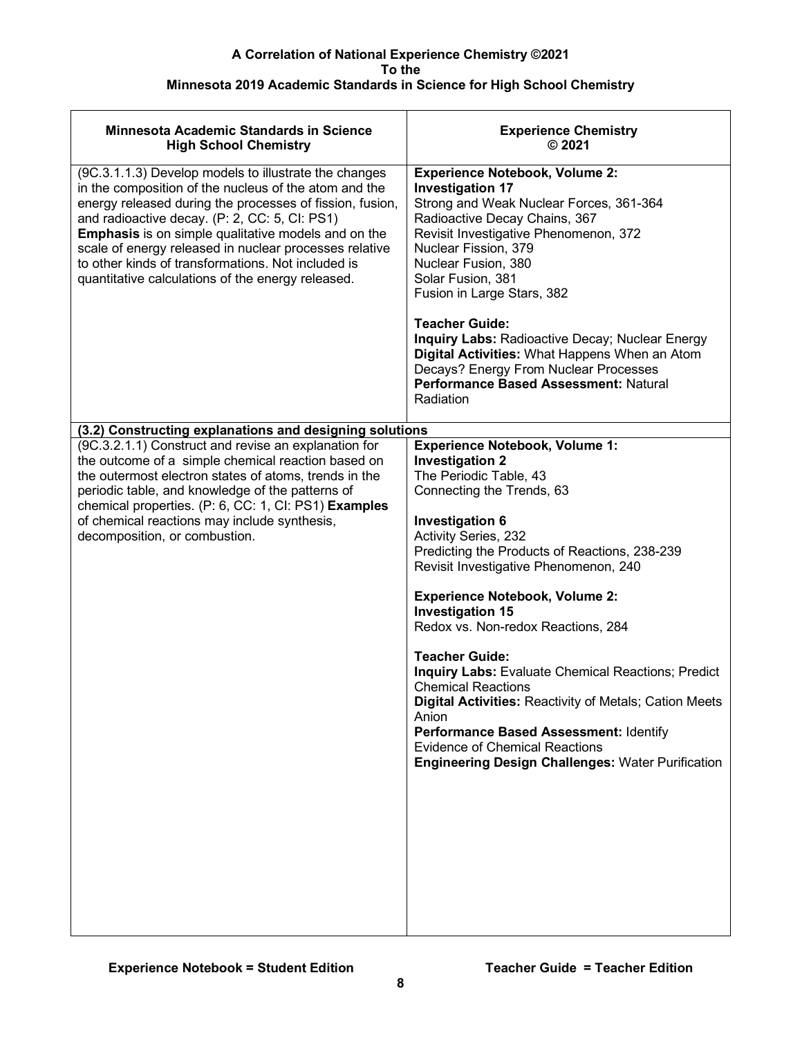**A Correlation of National Experience Chemistry ©2021**
**To the**
**Minnesota 2019 Academic Standards in Science for High School Chemistry**

| Minnesota Academic Standards in Science High School Chemistry | Experience Chemistry © 2021 |
|---|---|
| (9C.3.1.1.3) Develop models to illustrate the changes in the composition of the nucleus of the atom and the energy released during the processes of fission, fusion, and radioactive decay. (P: 2, CC: 5, CI: PS1) **Emphasis** is on simple qualitative models and on the scale of energy released in nuclear processes relative to other kinds of transformations. Not included is quantitative calculations of the energy released. | **Experience Notebook, Volume 2:**<br>**Investigation 17**<br>Strong and Weak Nuclear Forces, 361-364<br>Radioactive Decay Chains, 367<br>Revisit Investigative Phenomenon, 372<br>Nuclear Fission, 379<br>Nuclear Fusion, 380<br>Solar Fusion, 381<br>Fusion in Large Stars, 382<br><br>**Teacher Guide:**<br>**Inquiry Labs:** Radioactive Decay; Nuclear Energy<br>**Digital Activities:** What Happens When an Atom Decays? Energy From Nuclear Processes<br>**Performance Based Assessment:** Natural Radiation |
| **(3.2) Constructing explanations and designing solutions** | |
| (9C.3.2.1.1) Construct and revise an explanation for the outcome of a simple chemical reaction based on the outermost electron states of atoms, trends in the periodic table, and knowledge of the patterns of chemical properties. (P: 6, CC: 1, CI: PS1) **Examples** of chemical reactions may include synthesis, decomposition, or combustion. | **Experience Notebook, Volume 1:**<br>**Investigation 2**<br>The Periodic Table, 43<br>Connecting the Trends, 63<br><br>**Investigation 6**<br>Activity Series, 232<br>Predicting the Products of Reactions, 238-239<br>Revisit Investigative Phenomenon, 240<br><br>**Experience Notebook, Volume 2:**<br>**Investigation 15**<br>Redox vs. Non-redox Reactions, 284<br><br>**Teacher Guide:**<br>**Inquiry Labs:** Evaluate Chemical Reactions; Predict Chemical Reactions<br>**Digital Activities:** Reactivity of Metals; Cation Meets Anion<br>**Performance Based Assessment:** Identify Evidence of Chemical Reactions<br>**Engineering Design Challenges:** Water Purification |

**Experience Notebook = Student Edition** **Teacher Guide = Teacher Edition**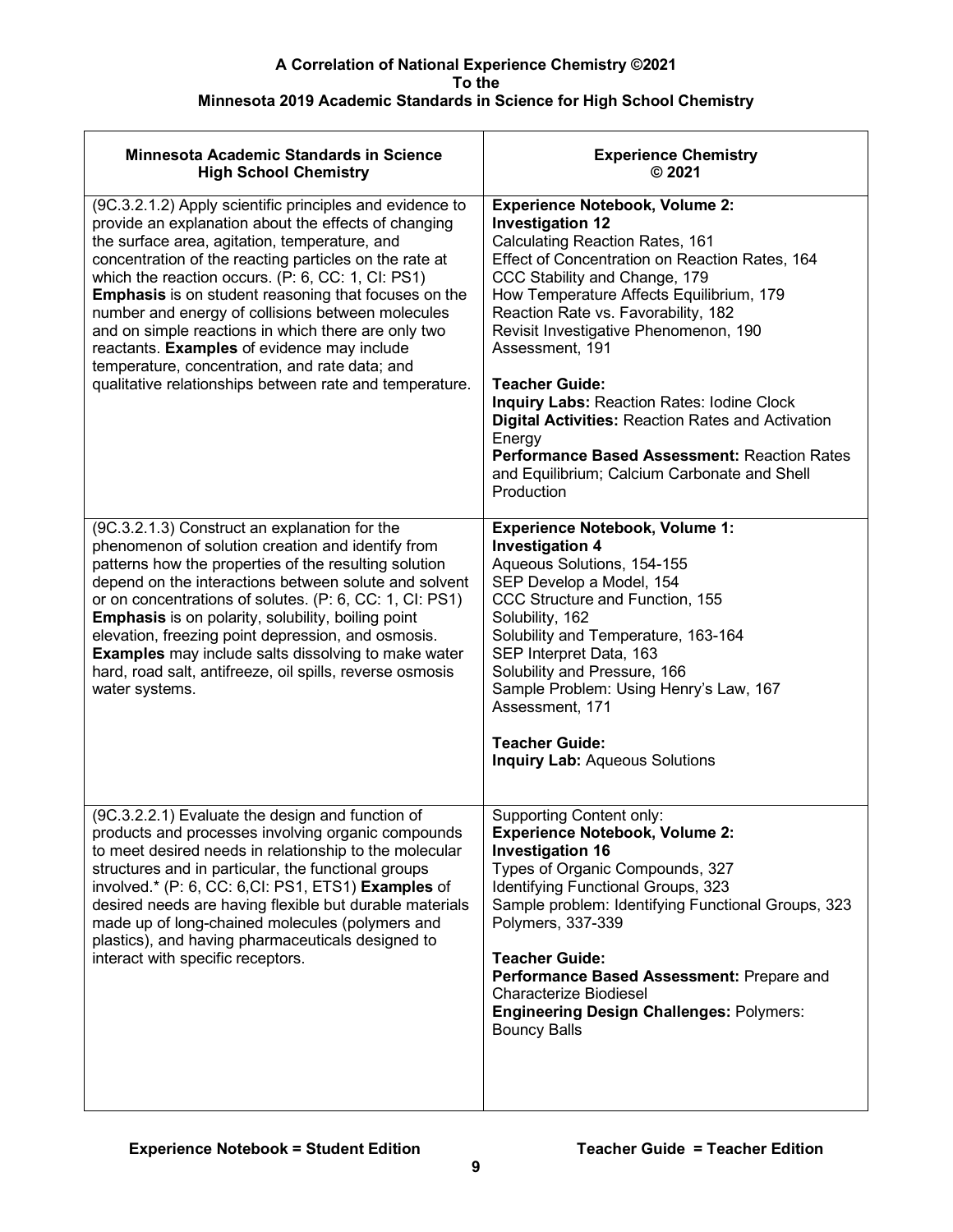**A Correlation of National Experience Chemistry ©2021**
**To the**
**Minnesota 2019 Academic Standards in Science for High School Chemistry**

| Minnesota Academic Standards in Science High School Chemistry | Experience Chemistry © 2021 |
|---|---|
| (9C.3.2.1.2) Apply scientific principles and evidence to provide an explanation about the effects of changing the surface area, agitation, temperature, and concentration of the reacting particles on the rate at which the reaction occurs. (P: 6, CC: 1, CI: PS1) **Emphasis** is on student reasoning that focuses on the number and energy of collisions between molecules and on simple reactions in which there are only two reactants. **Examples** of evidence may include temperature, concentration, and rate data; and qualitative relationships between rate and temperature. | **Experience Notebook, Volume 2:**<br>**Investigation 12**<br>Calculating Reaction Rates, 161<br>Effect of Concentration on Reaction Rates, 164<br>CCC Stability and Change, 179<br>How Temperature Affects Equilibrium, 179<br>Reaction Rate vs. Favorability, 182<br>Revisit Investigative Phenomenon, 190<br>Assessment, 191<br><br>**Teacher Guide:**<br>**Inquiry Labs:** Reaction Rates: Iodine Clock<br>**Digital Activities:** Reaction Rates and Activation Energy<br>**Performance Based Assessment:** Reaction Rates and Equilibrium; Calcium Carbonate and Shell Production |
| (9C.3.2.1.3) Construct an explanation for the phenomenon of solution creation and identify from patterns how the properties of the resulting solution depend on the interactions between solute and solvent or on concentrations of solutes. (P: 6, CC: 1, CI: PS1) **Emphasis** is on polarity, solubility, boiling point elevation, freezing point depression, and osmosis. **Examples** may include salts dissolving to make water hard, road salt, antifreeze, oil spills, reverse osmosis water systems. | **Experience Notebook, Volume 1:**<br>**Investigation 4**<br>Aqueous Solutions, 154-155<br>SEP Develop a Model, 154<br>CCC Structure and Function, 155<br>Solubility, 162<br>Solubility and Temperature, 163-164<br>SEP Interpret Data, 163<br>Solubility and Pressure, 166<br>Sample Problem: Using Henry's Law, 167<br>Assessment, 171<br><br>**Teacher Guide:**<br>**Inquiry Lab:** Aqueous Solutions |
| (9C.3.2.2.1) Evaluate the design and function of products and processes involving organic compounds to meet desired needs in relationship to the molecular structures and in particular, the functional groups involved.* (P: 6, CC: 6,CI: PS1, ETS1) **Examples** of desired needs are having flexible but durable materials made up of long-chained molecules (polymers and plastics), and having pharmaceuticals designed to interact with specific receptors. | Supporting Content only:<br>**Experience Notebook, Volume 2:**<br>**Investigation 16**<br>Types of Organic Compounds, 327<br>Identifying Functional Groups, 323<br>Sample problem: Identifying Functional Groups, 323<br>Polymers, 337-339<br><br>**Teacher Guide:**<br>**Performance Based Assessment:** Prepare and Characterize Biodiesel<br>**Engineering Design Challenges:** Polymers: Bouncy Balls |

**Experience Notebook = Student Edition** **Teacher Guide = Teacher Edition**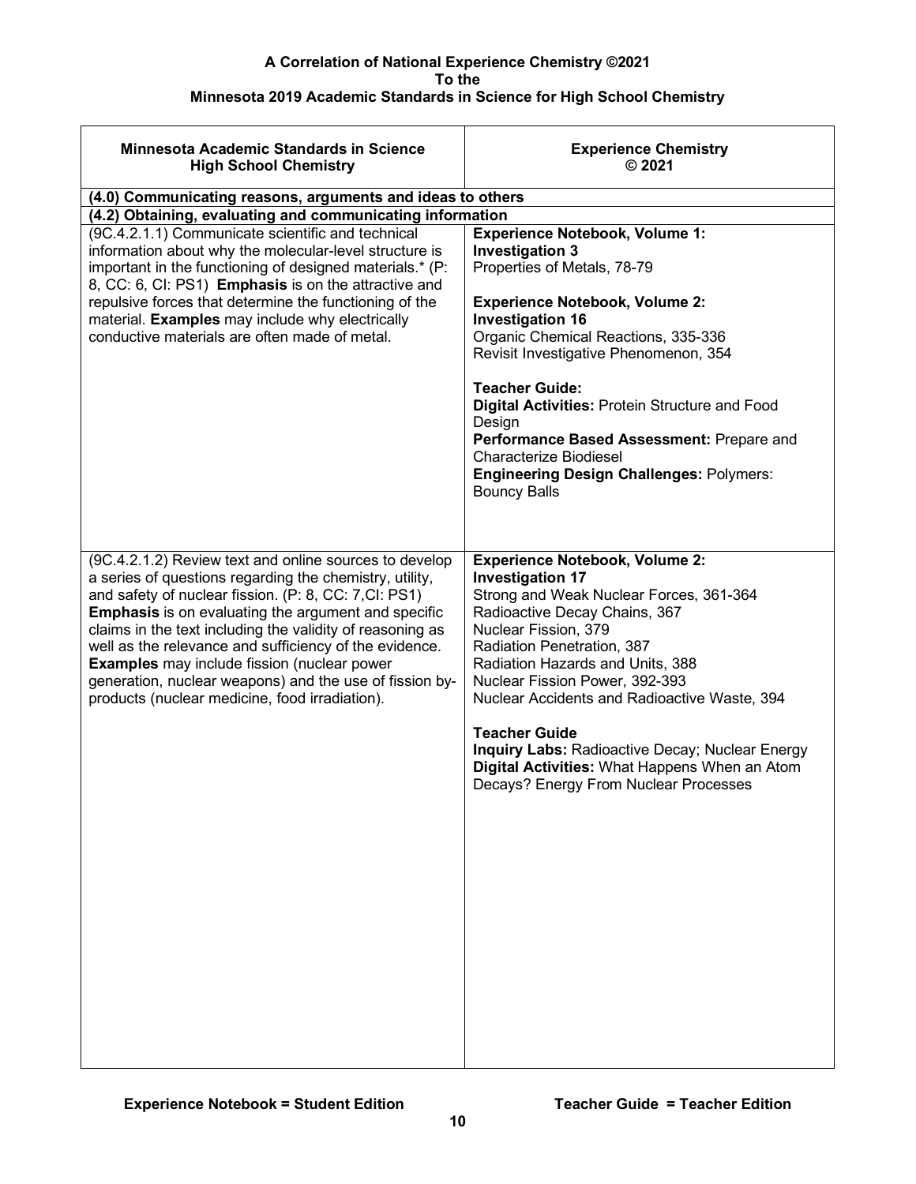**A Correlation of National Experience Chemistry ©2021**
**To the**
**Minnesota 2019 Academic Standards in Science for High School Chemistry**

| Minnesota Academic Standards in Science High School Chemistry | Experience Chemistry © 2021 |
|---|---|
| **(4.0) Communicating reasons, arguments and ideas to others** | |
| **(4.2) Obtaining, evaluating and communicating information** | |
| (9C.4.2.1.1) Communicate scientific and technical information about why the molecular-level structure is important in the functioning of designed materials.* (P: 8, CC: 6, CI: PS1) **Emphasis** is on the attractive and repulsive forces that determine the functioning of the material. **Examples** may include why electrically conductive materials are often made of metal. | **Experience Notebook, Volume 1:**<br>**Investigation 3**<br>Properties of Metals, 78-79<br><br>**Experience Notebook, Volume 2:**<br>**Investigation 16**<br>Organic Chemical Reactions, 335-336<br>Revisit Investigative Phenomenon, 354<br><br>**Teacher Guide:**<br>**Digital Activities:** Protein Structure and Food Design<br>**Performance Based Assessment:** Prepare and Characterize Biodiesel<br>**Engineering Design Challenges:** Polymers: Bouncy Balls |
| (9C.4.2.1.2) Review text and online sources to develop a series of questions regarding the chemistry, utility, and safety of nuclear fission. (P: 8, CC: 7,CI: PS1) **Emphasis** is on evaluating the argument and specific claims in the text including the validity of reasoning as well as the relevance and sufficiency of the evidence. **Examples** may include fission (nuclear power generation, nuclear weapons) and the use of fission by-products (nuclear medicine, food irradiation). | **Experience Notebook, Volume 2:**<br>**Investigation 17**<br>Strong and Weak Nuclear Forces, 361-364<br>Radioactive Decay Chains, 367<br>Nuclear Fission, 379<br>Radiation Penetration, 387<br>Radiation Hazards and Units, 388<br>Nuclear Fission Power, 392-393<br>Nuclear Accidents and Radioactive Waste, 394<br><br>**Teacher Guide**<br>**Inquiry Labs:** Radioactive Decay; Nuclear Energy<br>**Digital Activities:** What Happens When an Atom Decays? Energy From Nuclear Processes |

**Experience Notebook = Student Edition** **Teacher Guide = Teacher Edition**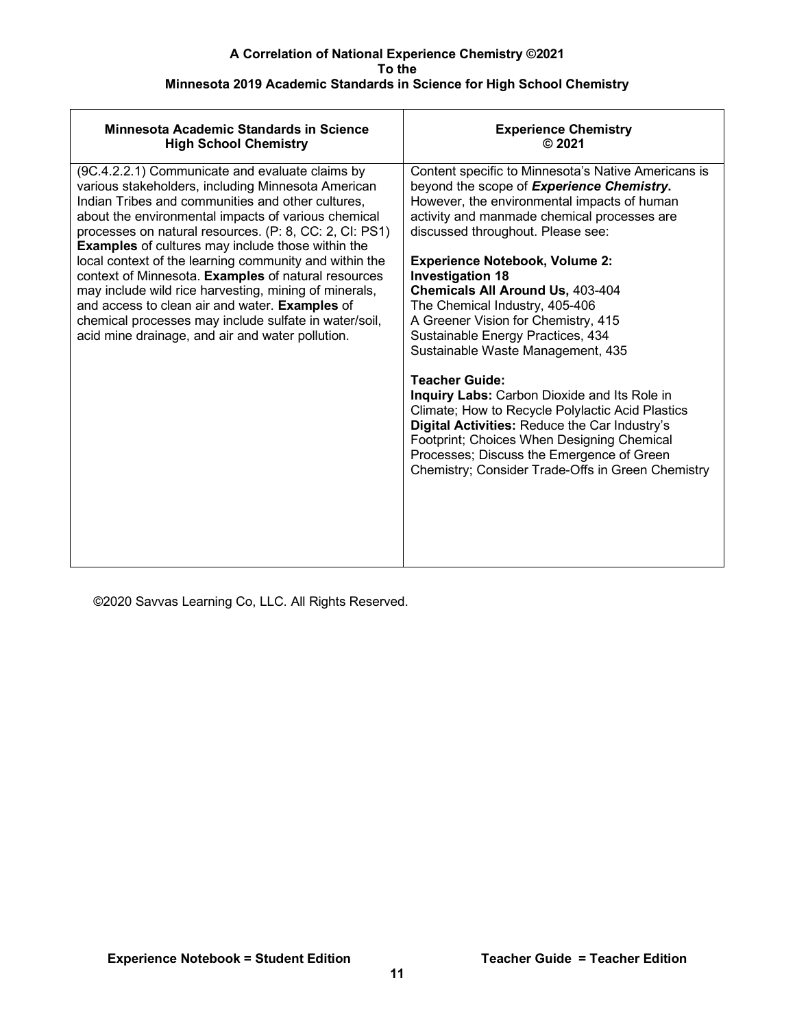**A Correlation of National Experience Chemistry ©2021**
**To the**
**Minnesota 2019 Academic Standards in Science for High School Chemistry**

| **Minnesota Academic Standards in Science High School Chemistry** | **Experience Chemistry © 2021** |
|---|---|
| (9C.4.2.2.1) Communicate and evaluate claims by various stakeholders, including Minnesota American Indian Tribes and communities and other cultures, about the environmental impacts of various chemical processes on natural resources. (P: 8, CC: 2, CI: PS1)<br>**Examples** of cultures may include those within the local context of the learning community and within the context of Minnesota. **Examples** of natural resources may include wild rice harvesting, mining of minerals, and access to clean air and water. **Examples** of chemical processes may include sulfate in water/soil, acid mine drainage, and air and water pollution. | Content specific to Minnesota's Native Americans is beyond the scope of ***Experience Chemistry***. However, the environmental impacts of human activity and manmade chemical processes are discussed throughout. Please see:<br><br>**Experience Notebook, Volume 2:**<br>**Investigation 18**<br>**Chemicals All Around Us,** 403-404<br>The Chemical Industry, 405-406<br>A Greener Vision for Chemistry, 415<br>Sustainable Energy Practices, 434<br>Sustainable Waste Management, 435<br><br>**Teacher Guide:**<br>**Inquiry Labs:** Carbon Dioxide and Its Role in Climate; How to Recycle Polylactic Acid Plastics<br>**Digital Activities:** Reduce the Car Industry's Footprint; Choices When Designing Chemical Processes; Discuss the Emergence of Green Chemistry; Consider Trade-Offs in Green Chemistry |

©2020 Savvas Learning Co, LLC. All Rights Reserved.

**Experience Notebook = Student Edition** **Teacher Guide = Teacher Edition**